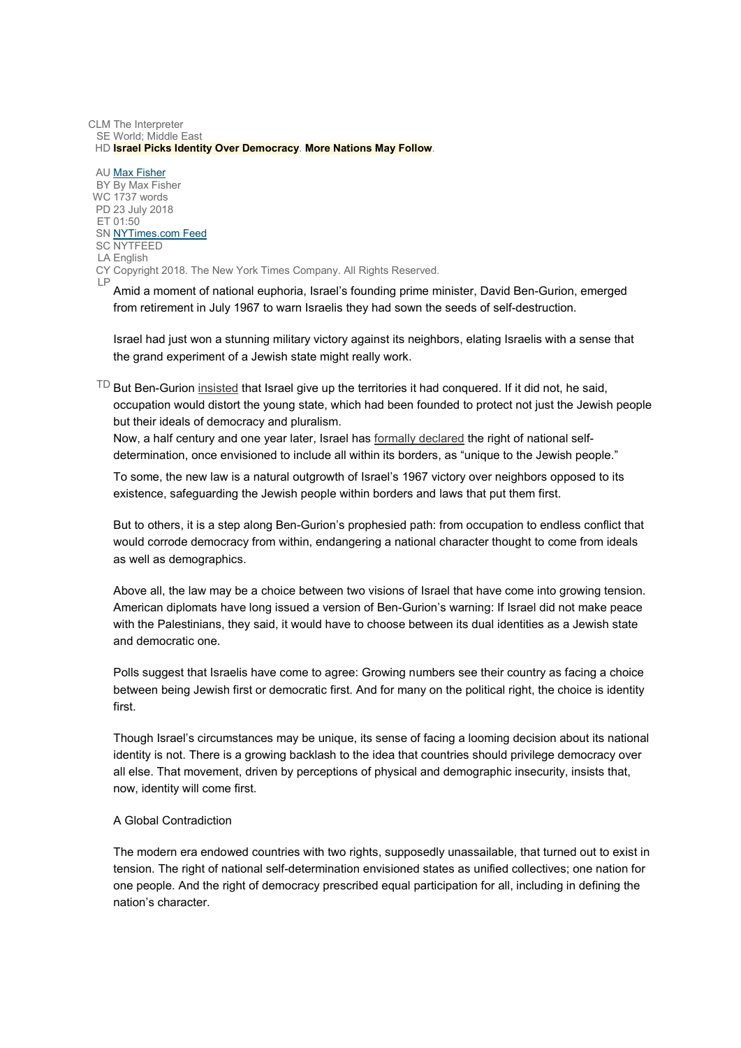CLM The Interpreter
SE World; Middle East
HD **Israel Picks Identity Over Democracy**. **More Nations May Follow**.

AU Max Fisher
BY By Max Fisher
WC 1737 words
PD 23 July 2018
ET 01:50
SN NYTimes.com Feed
SC NYTFEED
LA English
CY Copyright 2018. The New York Times Company. All Rights Reserved.

LP

Amid a moment of national euphoria, Israel's founding prime minister, David Ben-Gurion, emerged from retirement in July 1967 to warn Israelis they had sown the seeds of self-destruction.

Israel had just won a stunning military victory against its neighbors, elating Israelis with a sense that the grand experiment of a Jewish state might really work.

TD

But Ben-Gurion insisted that Israel give up the territories it had conquered. If it did not, he said, occupation would distort the young state, which had been founded to protect not just the Jewish people but their ideals of democracy and pluralism.

Now, a half century and one year later, Israel has formally declared the right of national self-determination, once envisioned to include all within its borders, as "unique to the Jewish people."

To some, the new law is a natural outgrowth of Israel's 1967 victory over neighbors opposed to its existence, safeguarding the Jewish people within borders and laws that put them first.

But to others, it is a step along Ben-Gurion's prophesied path: from occupation to endless conflict that would corrode democracy from within, endangering a national character thought to come from ideals as well as demographics.

Above all, the law may be a choice between two visions of Israel that have come into growing tension. American diplomats have long issued a version of Ben-Gurion's warning: If Israel did not make peace with the Palestinians, they said, it would have to choose between its dual identities as a Jewish state and democratic one.

Polls suggest that Israelis have come to agree: Growing numbers see their country as facing a choice between being Jewish first or democratic first. And for many on the political right, the choice is identity first.

Though Israel's circumstances may be unique, its sense of facing a looming decision about its national identity is not. There is a growing backlash to the idea that countries should privilege democracy over all else. That movement, driven by perceptions of physical and demographic insecurity, insists that, now, identity will come first.

A Global Contradiction

The modern era endowed countries with two rights, supposedly unassailable, that turned out to exist in tension. The right of national self-determination envisioned states as unified collectives; one nation for one people. And the right of democracy prescribed equal participation for all, including in defining the nation's character.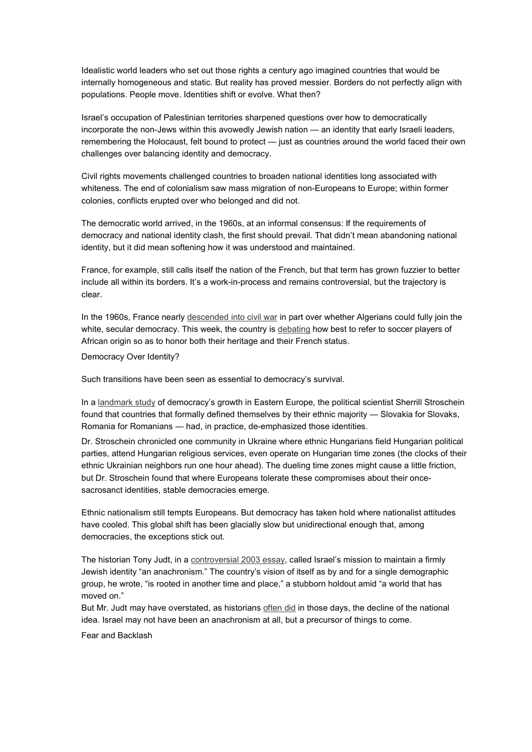Idealistic world leaders who set out those rights a century ago imagined countries that would be internally homogeneous and static. But reality has proved messier. Borders do not perfectly align with populations. People move. Identities shift or evolve. What then?

Israel's occupation of Palestinian territories sharpened questions over how to democratically incorporate the non-Jews within this avowedly Jewish nation — an identity that early Israeli leaders, remembering the Holocaust, felt bound to protect — just as countries around the world faced their own challenges over balancing identity and democracy.

Civil rights movements challenged countries to broaden national identities long associated with whiteness. The end of colonialism saw mass migration of non-Europeans to Europe; within former colonies, conflicts erupted over who belonged and did not.

The democratic world arrived, in the 1960s, at an informal consensus: If the requirements of democracy and national identity clash, the first should prevail. That didn't mean abandoning national identity, but it did mean softening how it was understood and maintained.

France, for example, still calls itself the nation of the French, but that term has grown fuzzier to better include all within its borders. It's a work-in-process and remains controversial, but the trajectory is clear.

In the 1960s, France nearly descended into civil war in part over whether Algerians could fully join the white, secular democracy. This week, the country is debating how best to refer to soccer players of African origin so as to honor both their heritage and their French status.

## Democracy Over Identity?

Such transitions have been seen as essential to democracy's survival.

In a landmark study of democracy's growth in Eastern Europe, the political scientist Sherrill Stroschein found that countries that formally defined themselves by their ethnic majority — Slovakia for Slovaks, Romania for Romanians — had, in practice, de-emphasized those identities.

Dr. Stroschein chronicled one community in Ukraine where ethnic Hungarians field Hungarian political parties, attend Hungarian religious services, even operate on Hungarian time zones (the clocks of their ethnic Ukrainian neighbors run one hour ahead). The dueling time zones might cause a little friction, but Dr. Stroschein found that where Europeans tolerate these compromises about their once-sacrosanct identities, stable democracies emerge.

Ethnic nationalism still tempts Europeans. But democracy has taken hold where nationalist attitudes have cooled. This global shift has been glacially slow but unidirectional enough that, among democracies, the exceptions stick out.

The historian Tony Judt, in a controversial 2003 essay, called Israel's mission to maintain a firmly Jewish identity "an anachronism." The country's vision of itself as by and for a single demographic group, he wrote, "is rooted in another time and place," a stubborn holdout amid "a world that has moved on."

But Mr. Judt may have overstated, as historians often did in those days, the decline of the national idea. Israel may not have been an anachronism at all, but a precursor of things to come.

## Fear and Backlash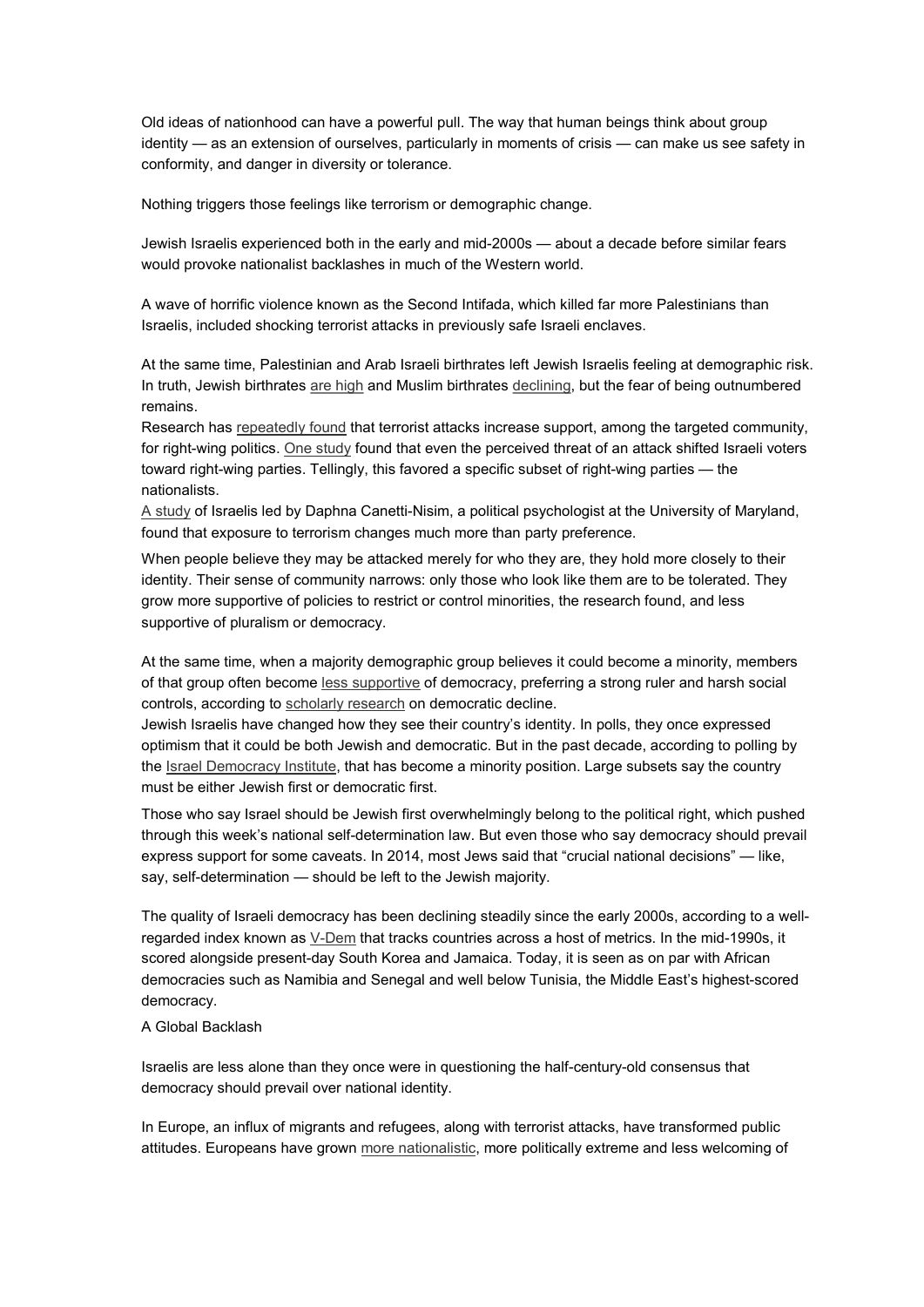Old ideas of nationhood can have a powerful pull. The way that human beings think about group identity — as an extension of ourselves, particularly in moments of crisis — can make us see safety in conformity, and danger in diversity or tolerance.

Nothing triggers those feelings like terrorism or demographic change.

Jewish Israelis experienced both in the early and mid-2000s — about a decade before similar fears would provoke nationalist backlashes in much of the Western world.

A wave of horrific violence known as the Second Intifada, which killed far more Palestinians than Israelis, included shocking terrorist attacks in previously safe Israeli enclaves.

At the same time, Palestinian and Arab Israeli birthrates left Jewish Israelis feeling at demographic risk. In truth, Jewish birthrates are high and Muslim birthrates declining, but the fear of being outnumbered remains.

Research has repeatedly found that terrorist attacks increase support, among the targeted community, for right-wing politics. One study found that even the perceived threat of an attack shifted Israeli voters toward right-wing parties. Tellingly, this favored a specific subset of right-wing parties — the nationalists.

A study of Israelis led by Daphna Canetti-Nisim, a political psychologist at the University of Maryland, found that exposure to terrorism changes much more than party preference.

When people believe they may be attacked merely for who they are, they hold more closely to their identity. Their sense of community narrows: only those who look like them are to be tolerated. They grow more supportive of policies to restrict or control minorities, the research found, and less supportive of pluralism or democracy.

At the same time, when a majority demographic group believes it could become a minority, members of that group often become less supportive of democracy, preferring a strong ruler and harsh social controls, according to scholarly research on democratic decline.

Jewish Israelis have changed how they see their country's identity. In polls, they once expressed optimism that it could be both Jewish and democratic. But in the past decade, according to polling by the Israel Democracy Institute, that has become a minority position. Large subsets say the country must be either Jewish first or democratic first.

Those who say Israel should be Jewish first overwhelmingly belong to the political right, which pushed through this week's national self-determination law. But even those who say democracy should prevail express support for some caveats. In 2014, most Jews said that "crucial national decisions" — like, say, self-determination — should be left to the Jewish majority.

The quality of Israeli democracy has been declining steadily since the early 2000s, according to a well-regarded index known as V-Dem that tracks countries across a host of metrics. In the mid-1990s, it scored alongside present-day South Korea and Jamaica. Today, it is seen as on par with African democracies such as Namibia and Senegal and well below Tunisia, the Middle East's highest-scored democracy.

## A Global Backlash

Israelis are less alone than they once were in questioning the half-century-old consensus that democracy should prevail over national identity.

In Europe, an influx of migrants and refugees, along with terrorist attacks, have transformed public attitudes. Europeans have grown more nationalistic, more politically extreme and less welcoming of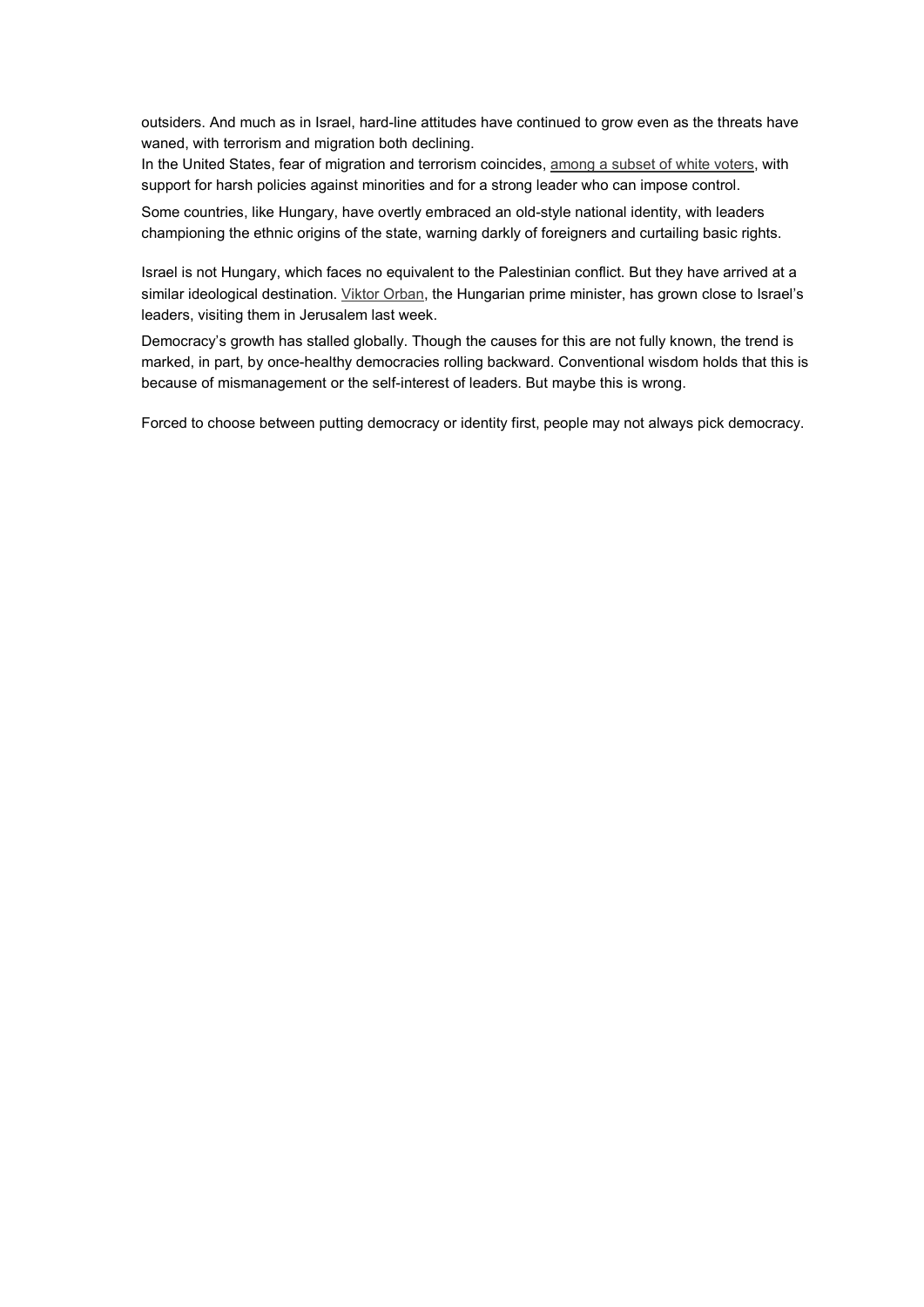outsiders. And much as in Israel, hard-line attitudes have continued to grow even as the threats have waned, with terrorism and migration both declining.

In the United States, fear of migration and terrorism coincides, among a subset of white voters, with support for harsh policies against minorities and for a strong leader who can impose control.

Some countries, like Hungary, have overtly embraced an old-style national identity, with leaders championing the ethnic origins of the state, warning darkly of foreigners and curtailing basic rights.

Israel is not Hungary, which faces no equivalent to the Palestinian conflict. But they have arrived at a similar ideological destination. Viktor Orban, the Hungarian prime minister, has grown close to Israel's leaders, visiting them in Jerusalem last week.

Democracy's growth has stalled globally. Though the causes for this are not fully known, the trend is marked, in part, by once-healthy democracies rolling backward. Conventional wisdom holds that this is because of mismanagement or the self-interest of leaders. But maybe this is wrong.

Forced to choose between putting democracy or identity first, people may not always pick democracy.